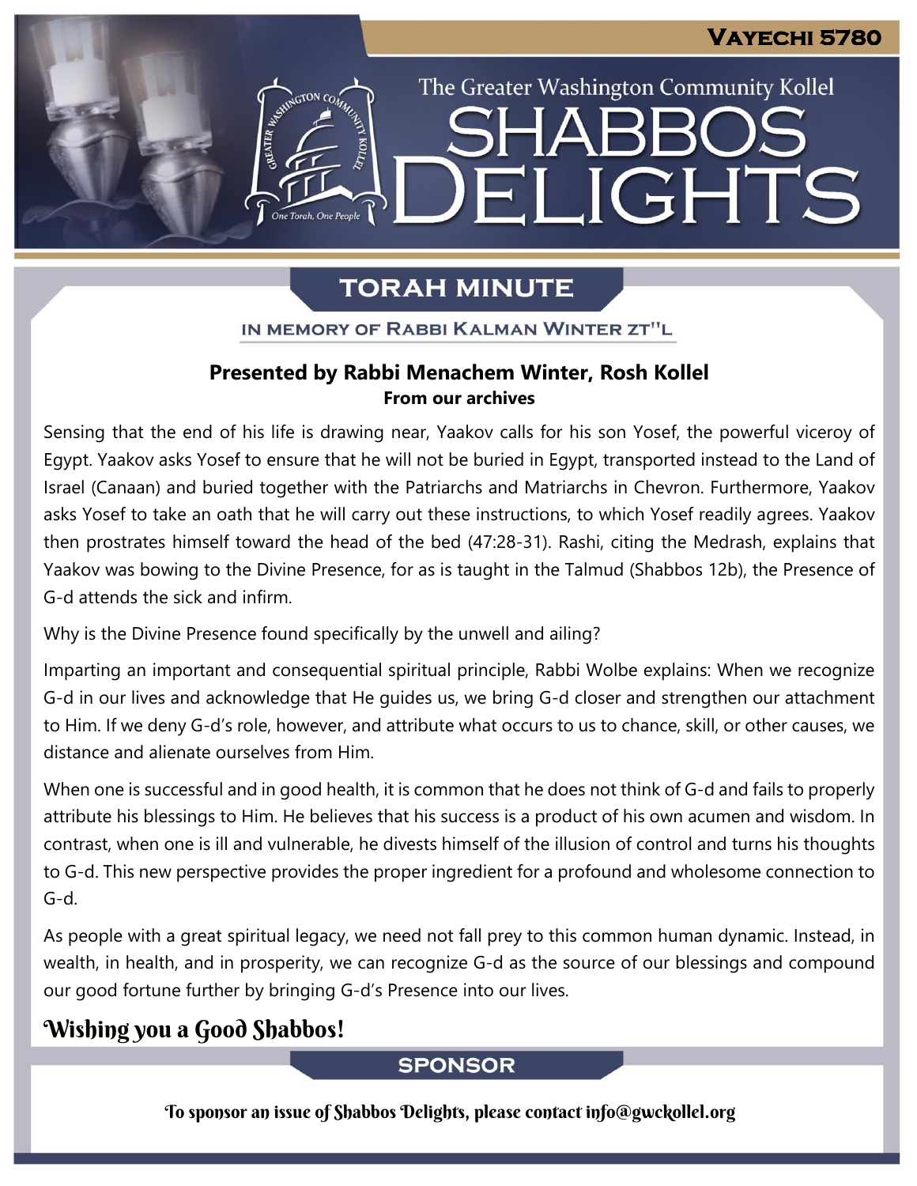Vayechi 5780

The Greater Washington Community Kollel

# Shabbos Delights

## Torah Minute

In memory of Rabbi Kalman Winter zt"l

**Presented by Rabbi Menachem Winter, Rosh Kollel**
**From our archives**

Sensing that the end of his life is drawing near, Yaakov calls for his son Yosef, the powerful viceroy of Egypt. Yaakov asks Yosef to ensure that he will not be buried in Egypt, transported instead to the Land of Israel (Canaan) and buried together with the Patriarchs and Matriarchs in Chevron. Furthermore, Yaakov asks Yosef to take an oath that he will carry out these instructions, to which Yosef readily agrees. Yaakov then prostrates himself toward the head of the bed (47:28-31). Rashi, citing the Medrash, explains that Yaakov was bowing to the Divine Presence, for as is taught in the Talmud (Shabbos 12b), the Presence of G-d attends the sick and infirm.

Why is the Divine Presence found specifically by the unwell and ailing?

Imparting an important and consequential spiritual principle, Rabbi Wolbe explains: When we recognize G-d in our lives and acknowledge that He guides us, we bring G-d closer and strengthen our attachment to Him. If we deny G-d's role, however, and attribute what occurs to us to chance, skill, or other causes, we distance and alienate ourselves from Him.

When one is successful and in good health, it is common that he does not think of G-d and fails to properly attribute his blessings to Him. He believes that his success is a product of his own acumen and wisdom. In contrast, when one is ill and vulnerable, he divests himself of the illusion of control and turns his thoughts to G-d. This new perspective provides the proper ingredient for a profound and wholesome connection to G-d.

As people with a great spiritual legacy, we need not fall prey to this common human dynamic. Instead, in wealth, in health, and in prosperity, we can recognize G-d as the source of our blessings and compound our good fortune further by bringing G-d's Presence into our lives.

*Wishing you a Good Shabbos!*

## Sponsor

To sponsor an issue of Shabbos Delights, please contact info@gwckollel.org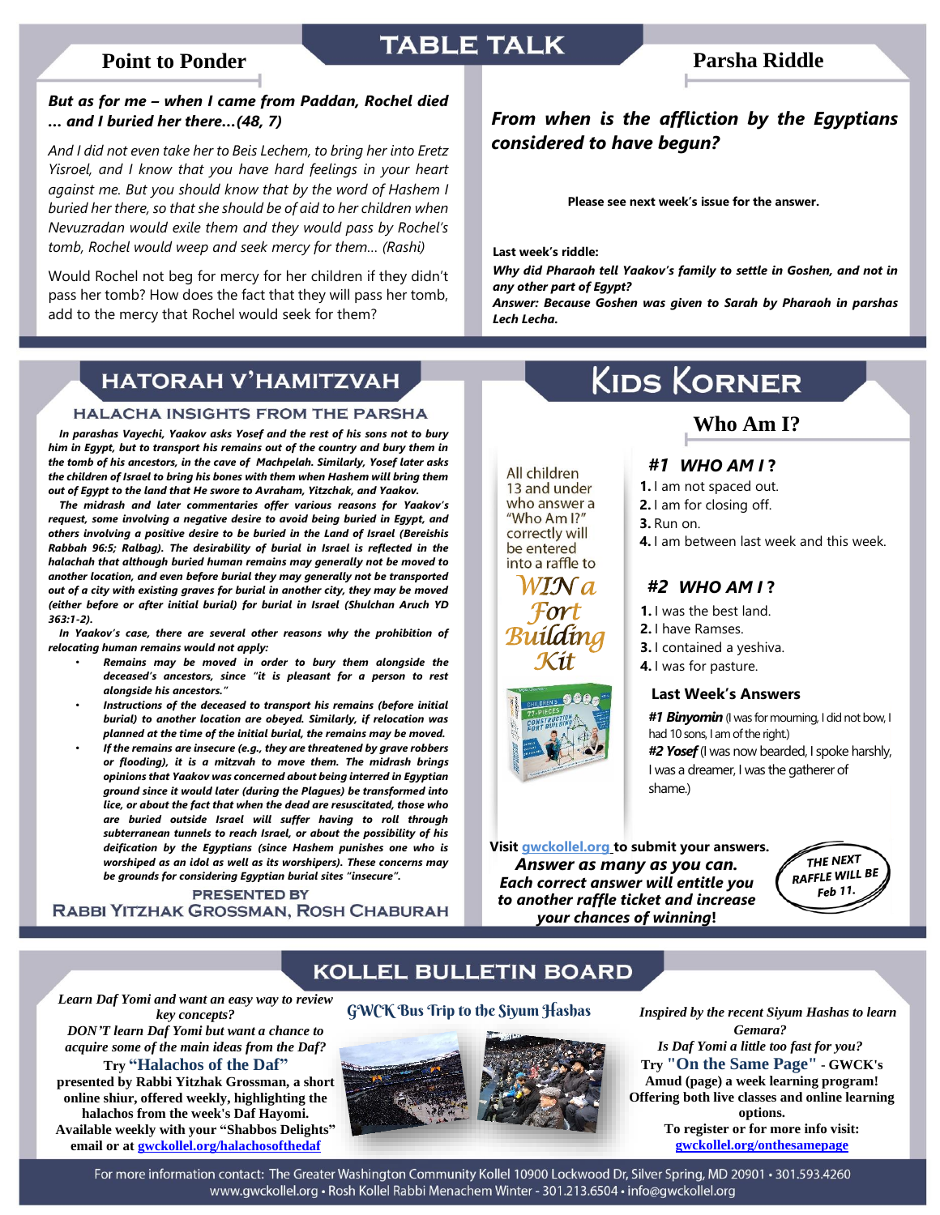# TABLE TALK

## Point to Ponder

***But as for me – when I came from Paddan, Rochel died … and I buried her there…(48, 7)***

*And I did not even take her to Beis Lechem, to bring her into Eretz Yisroel, and I know that you have hard feelings in your heart against me. But you should know that by the word of Hashem I buried her there, so that she should be of aid to her children when Nevuzradan would exile them and they would pass by Rochel's tomb, Rochel would weep and seek mercy for them… (Rashi)*

Would Rochel not beg for mercy for her children if they didn't pass her tomb? How does the fact that they will pass her tomb, add to the mercy that Rochel would seek for them?

## Parsha Riddle

***From when is the affliction by the Egyptians considered to have begun?***

**Please see next week's issue for the answer.**

**Last week's riddle:**

***Why did Pharaoh tell Yaakov's family to settle in Goshen, and not in any other part of Egypt?***

***Answer: Because Goshen was given to Sarah by Pharaoh in parshas Lech Lecha.***

# HATORAH V'HAMITZVAH

## HALACHA INSIGHTS FROM THE PARSHA

***In parashas Vayechi, Yaakov asks Yosef and the rest of his sons not to bury him in Egypt, but to transport his remains out of the country and bury them in the tomb of his ancestors, in the cave of Machpelah. Similarly, Yosef later asks the children of Israel to bring his bones with them when Hashem will bring them out of Egypt to the land that He swore to Avraham, Yitzchak, and Yaakov.***

***The midrash and later commentaries offer various reasons for Yaakov's request, some involving a negative desire to avoid being buried in Egypt, and others involving a positive desire to be buried in the Land of Israel (Bereishis Rabbah 96:5; Ralbag). The desirability of burial in Israel is reflected in the halachah that although buried human remains may generally not be moved to another location, and even before burial they may generally not be transported out of a city with existing graves for burial in another city, they may be moved (either before or after initial burial) for burial in Israel (Shulchan Aruch YD 363:1-2).***

***In Yaakov's case, there are several other reasons why the prohibition of relocating human remains would not apply:***

- ***Remains may be moved in order to bury them alongside the deceased's ancestors, since "it is pleasant for a person to rest alongside his ancestors."***
- ***Instructions of the deceased to transport his remains (before initial burial) to another location are obeyed. Similarly, if relocation was planned at the time of the initial burial, the remains may be moved.***
- ***If the remains are insecure (e.g., they are threatened by grave robbers or flooding), it is a mitzvah to move them. The midrash brings opinions that Yaakov was concerned about being interred in Egyptian ground since it would later (during the Plagues) be transformed into lice, or about the fact that when the dead are resuscitated, those who are buried outside Israel will suffer having to roll through subterranean tunnels to reach Israel, or about the possibility of his deification by the Egyptians (since Hashem punishes one who is worshiped as an idol as well as its worshipers). These concerns may be grounds for considering Egyptian burial sites "insecure".***

PRESENTED BY
RABBI YITZHAK GROSSMAN, ROSH CHABURAH

# KIDS KORNER

## Who Am I?

All children 13 and under who answer a "Who Am I?" correctly will be entered into a raffle to WIN a Fort Building Kit

### #1 WHO AM I ?

1. I am not spaced out.
2. I am for closing off.
3. Run on.
4. I am between last week and this week.

### #2 WHO AM I ?

1. I was the best land.
2. I have Ramses.
3. I contained a yeshiva.
4. I was for pasture.

### Last Week's Answers

***#1 Binyomin*** (I was for mourning, I did not bow, I had 10 sons, I am of the right.)

***#2 Yosef*** (I was now bearded, I spoke harshly, I was a dreamer, I was the gatherer of shame.)

**Visit gwckollel.org to submit your answers.**

***Answer as many as you can. Each correct answer will entitle you to another raffle ticket and increase your chances of winning!***

*THE NEXT RAFFLE WILL BE Feb 11.*

# KOLLEL BULLETIN BOARD

***Learn Daf Yomi and want an easy way to review key concepts?***

***DON'T learn Daf Yomi but want a chance to acquire some of the main ideas from the Daf?***

**Try "Halachos of the Daf" presented by Rabbi Yitzhak Grossman, a short online shiur, offered weekly, highlighting the halachos from the week's Daf Hayomi. Available weekly with your "Shabbos Delights" email or at gwckollel.org/halachosofthedaf**

**GWCK Bus Trip to the Siyum Hashas**

***Inspired by the recent Siyum Hashas to learn Gemara?***

***Is Daf Yomi a little too fast for you?***

**Try "On the Same Page" - GWCK's Amud (page) a week learning program! Offering both live classes and online learning options.**

**To register or for more info visit: gwckollel.org/onthesamepage**

For more information contact: The Greater Washington Community Kollel 10900 Lockwood Dr, Silver Spring, MD 20901 • 301.593.4260
www.gwckollel.org • Rosh Kollel Rabbi Menachem Winter - 301.213.6504 • info@gwckollel.org